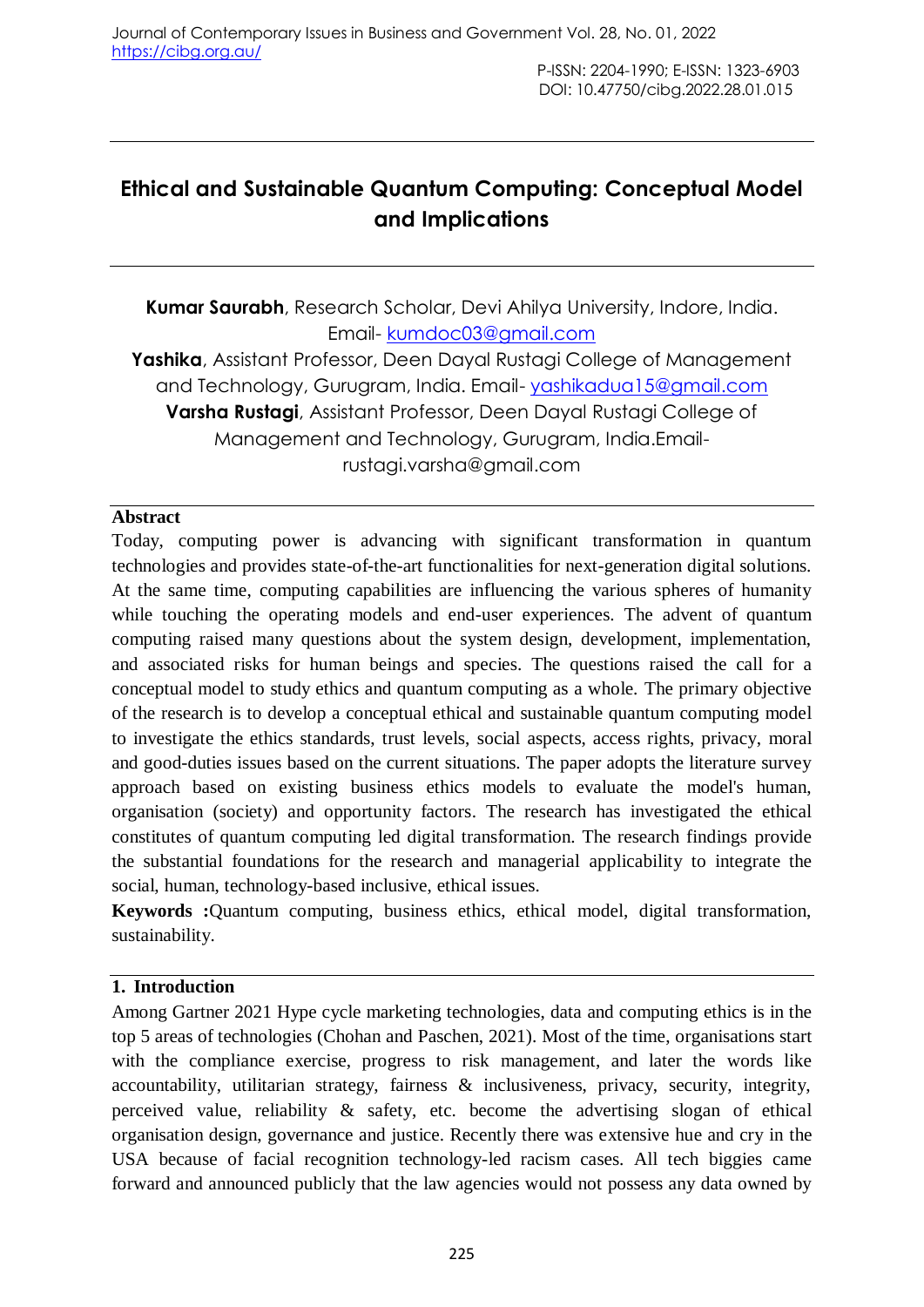# Ethical and Sustainable Quantum Computing: Conceptual Model and Implications

**Kumar Saurabh**, Research Scholar, Devi Ahilya University, Indore, India. Email- kumdoc03@gmail.com

**Yashika**, Assistant Professor, Deen Dayal Rustagi College of Management and Technology, Gurugram, India. Email- yashikadua15@gmail.com

**Varsha Rustagi**, Assistant Professor, Deen Dayal Rustagi College of Management and Technology, Gurugram, India.Email- rustagi.varsha@gmail.com

## Abstract

Today, computing power is advancing with significant transformation in quantum technologies and provides state-of-the-art functionalities for next-generation digital solutions. At the same time, computing capabilities are influencing the various spheres of humanity while touching the operating models and end-user experiences. The advent of quantum computing raised many questions about the system design, development, implementation, and associated risks for human beings and species. The questions raised the call for a conceptual model to study ethics and quantum computing as a whole. The primary objective of the research is to develop a conceptual ethical and sustainable quantum computing model to investigate the ethics standards, trust levels, social aspects, access rights, privacy, moral and good-duties issues based on the current situations. The paper adopts the literature survey approach based on existing business ethics models to evaluate the model's human, organisation (society) and opportunity factors. The research has investigated the ethical constitutes of quantum computing led digital transformation. The research findings provide the substantial foundations for the research and managerial applicability to integrate the social, human, technology-based inclusive, ethical issues.

**Keywords :** Quantum computing, business ethics, ethical model, digital transformation, sustainability.

## 1. Introduction

Among Gartner 2021 Hype cycle marketing technologies, data and computing ethics is in the top 5 areas of technologies (Chohan and Paschen, 2021). Most of the time, organisations start with the compliance exercise, progress to risk management, and later the words like accountability, utilitarian strategy, fairness & inclusiveness, privacy, security, integrity, perceived value, reliability & safety, etc. become the advertising slogan of ethical organisation design, governance and justice. Recently there was extensive hue and cry in the USA because of facial recognition technology-led racism cases. All tech biggies came forward and announced publicly that the law agencies would not possess any data owned by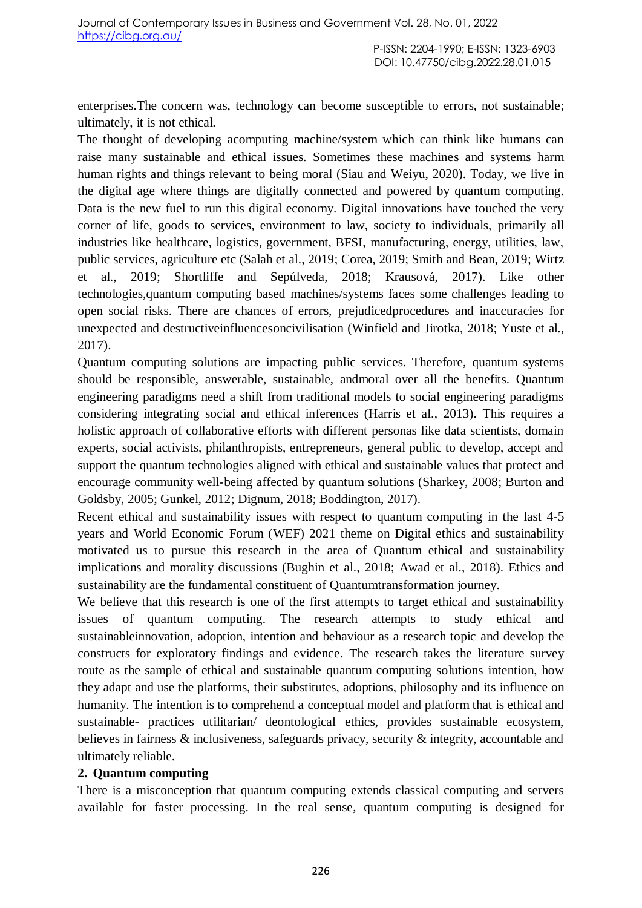enterprises.The concern was, technology can become susceptible to errors, not sustainable; ultimately, it is not ethical.

The thought of developing acomputing machine/system which can think like humans can raise many sustainable and ethical issues. Sometimes these machines and systems harm human rights and things relevant to being moral (Siau and Weiyu, 2020). Today, we live in the digital age where things are digitally connected and powered by quantum computing. Data is the new fuel to run this digital economy. Digital innovations have touched the very corner of life, goods to services, environment to law, society to individuals, primarily all industries like healthcare, logistics, government, BFSI, manufacturing, energy, utilities, law, public services, agriculture etc (Salah et al., 2019; Corea, 2019; Smith and Bean, 2019; Wirtz et al., 2019; Shortliffe and Sepúlveda, 2018; Krausová, 2017). Like other technologies,quantum computing based machines/systems faces some challenges leading to open social risks. There are chances of errors, prejudicedprocedures and inaccuracies for unexpected and destructiveinfluencesoncivilisation (Winfield and Jirotka, 2018; Yuste et al., 2017).

Quantum computing solutions are impacting public services. Therefore, quantum systems should be responsible, answerable, sustainable, andmoral over all the benefits. Quantum engineering paradigms need a shift from traditional models to social engineering paradigms considering integrating social and ethical inferences (Harris et al., 2013). This requires a holistic approach of collaborative efforts with different personas like data scientists, domain experts, social activists, philanthropists, entrepreneurs, general public to develop, accept and support the quantum technologies aligned with ethical and sustainable values that protect and encourage community well-being affected by quantum solutions (Sharkey, 2008; Burton and Goldsby, 2005; Gunkel, 2012; Dignum, 2018; Boddington, 2017).

Recent ethical and sustainability issues with respect to quantum computing in the last 4-5 years and World Economic Forum (WEF) 2021 theme on Digital ethics and sustainability motivated us to pursue this research in the area of Quantum ethical and sustainability implications and morality discussions (Bughin et al., 2018; Awad et al., 2018). Ethics and sustainability are the fundamental constituent of Quantumtransformation journey.

We believe that this research is one of the first attempts to target ethical and sustainability issues of quantum computing. The research attempts to study ethical and sustainableinnovation, adoption, intention and behaviour as a research topic and develop the constructs for exploratory findings and evidence. The research takes the literature survey route as the sample of ethical and sustainable quantum computing solutions intention, how they adapt and use the platforms, their substitutes, adoptions, philosophy and its influence on humanity. The intention is to comprehend a conceptual model and platform that is ethical and sustainable- practices utilitarian/ deontological ethics, provides sustainable ecosystem, believes in fairness & inclusiveness, safeguards privacy, security & integrity, accountable and ultimately reliable.

## 2. Quantum computing

There is a misconception that quantum computing extends classical computing and servers available for faster processing. In the real sense, quantum computing is designed for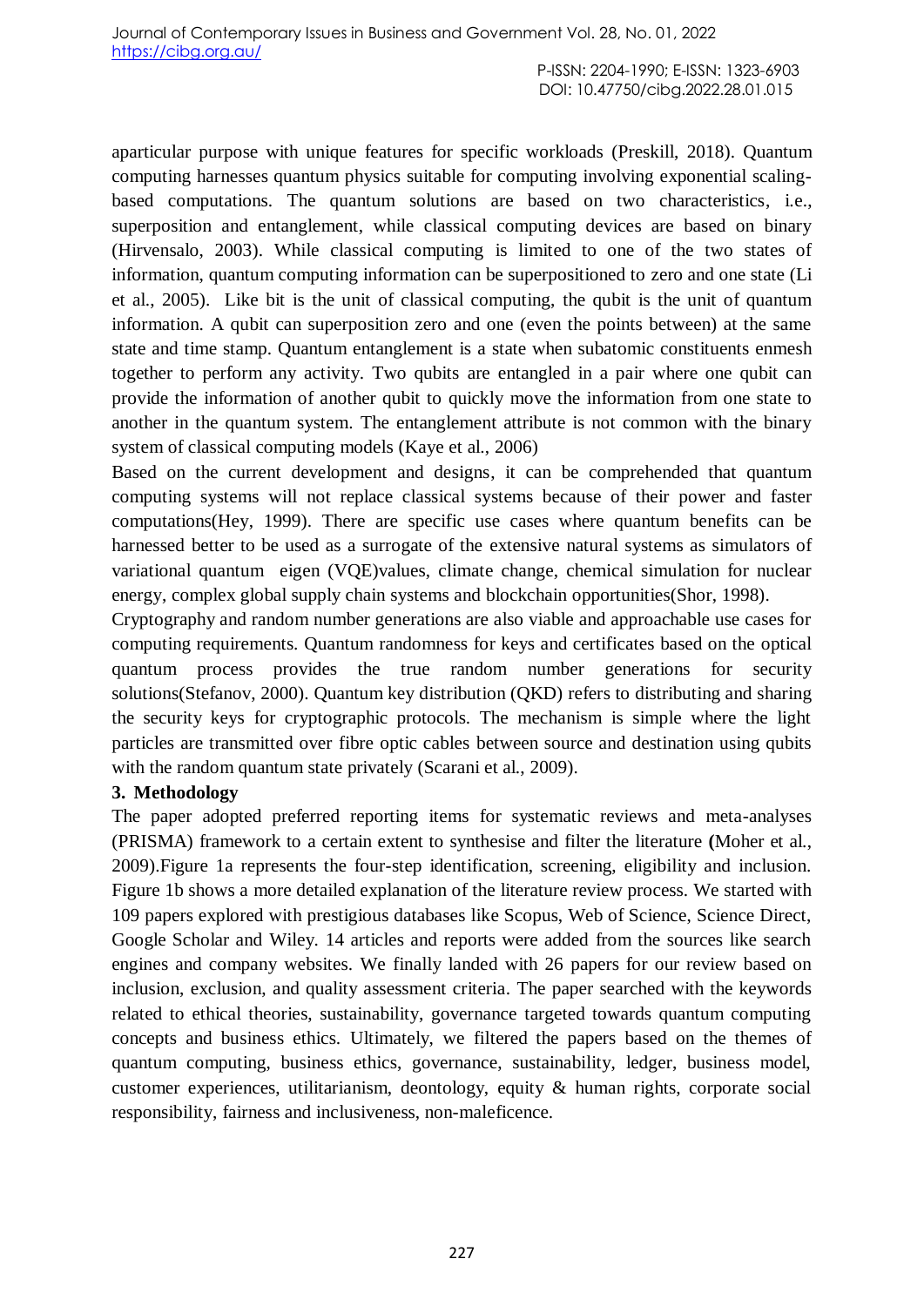aparticular purpose with unique features for specific workloads (Preskill, 2018). Quantum computing harnesses quantum physics suitable for computing involving exponential scaling-based computations. The quantum solutions are based on two characteristics, i.e., superposition and entanglement, while classical computing devices are based on binary (Hirvensalo, 2003). While classical computing is limited to one of the two states of information, quantum computing information can be superpositioned to zero and one state (Li et al., 2005). Like bit is the unit of classical computing, the qubit is the unit of quantum information. A qubit can superposition zero and one (even the points between) at the same state and time stamp. Quantum entanglement is a state when subatomic constituents enmesh together to perform any activity. Two qubits are entangled in a pair where one qubit can provide the information of another qubit to quickly move the information from one state to another in the quantum system. The entanglement attribute is not common with the binary system of classical computing models (Kaye et al., 2006)

Based on the current development and designs, it can be comprehended that quantum computing systems will not replace classical systems because of their power and faster computations(Hey, 1999). There are specific use cases where quantum benefits can be harnessed better to be used as a surrogate of the extensive natural systems as simulators of variational quantum eigen (VQE)values, climate change, chemical simulation for nuclear energy, complex global supply chain systems and blockchain opportunities(Shor, 1998).

Cryptography and random number generations are also viable and approachable use cases for computing requirements. Quantum randomness for keys and certificates based on the optical quantum process provides the true random number generations for security solutions(Stefanov, 2000). Quantum key distribution (QKD) refers to distributing and sharing the security keys for cryptographic protocols. The mechanism is simple where the light particles are transmitted over fibre optic cables between source and destination using qubits with the random quantum state privately (Scarani et al., 2009).

## 3. Methodology

The paper adopted preferred reporting items for systematic reviews and meta-analyses (PRISMA) framework to a certain extent to synthesise and filter the literature **(**Moher et al., 2009).Figure 1a represents the four-step identification, screening, eligibility and inclusion. Figure 1b shows a more detailed explanation of the literature review process. We started with 109 papers explored with prestigious databases like Scopus, Web of Science, Science Direct, Google Scholar and Wiley. 14 articles and reports were added from the sources like search engines and company websites. We finally landed with 26 papers for our review based on inclusion, exclusion, and quality assessment criteria. The paper searched with the keywords related to ethical theories, sustainability, governance targeted towards quantum computing concepts and business ethics. Ultimately, we filtered the papers based on the themes of quantum computing, business ethics, governance, sustainability, ledger, business model, customer experiences, utilitarianism, deontology, equity & human rights, corporate social responsibility, fairness and inclusiveness, non-maleficence.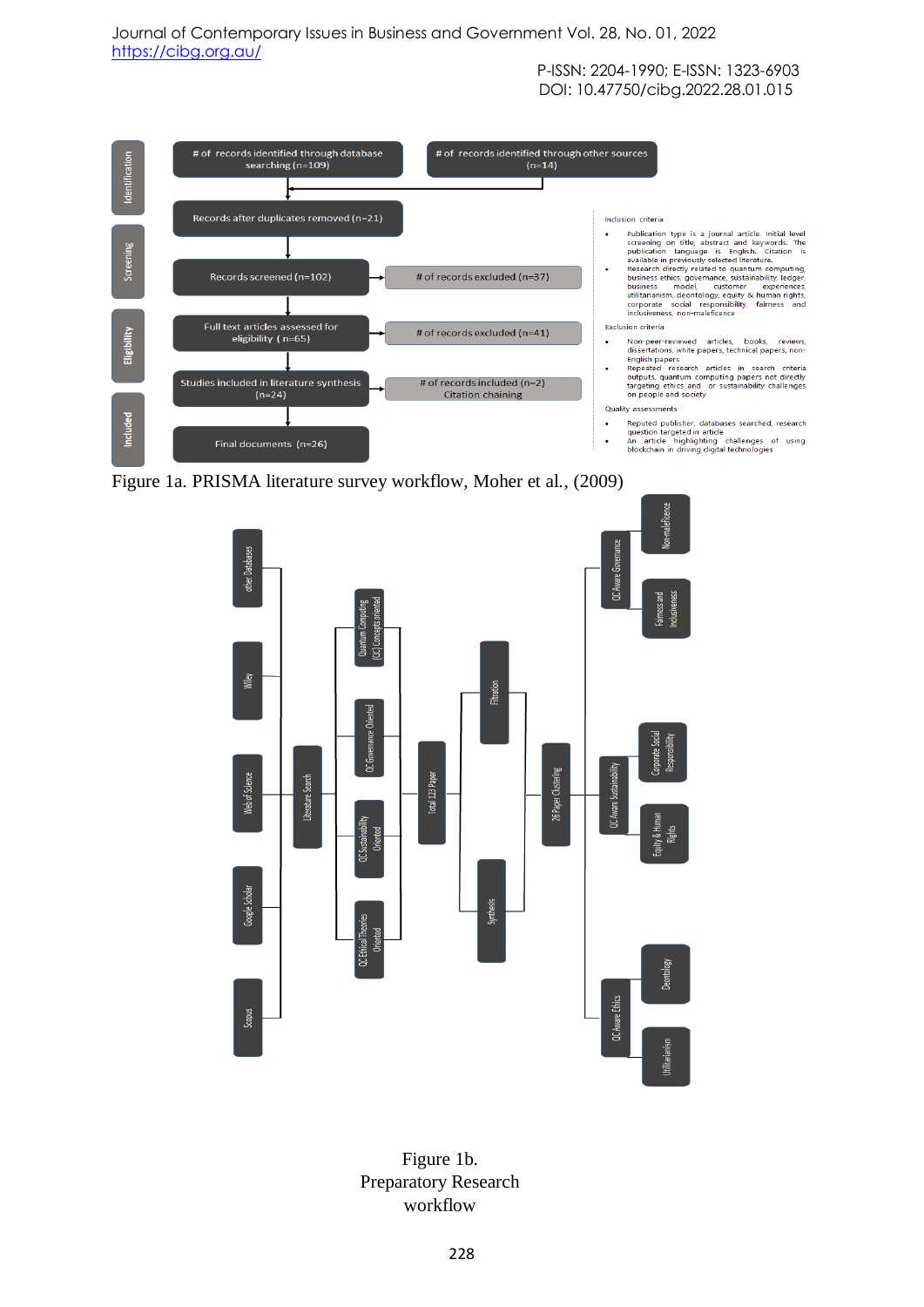**Identification**

- # of records identified through database searching (n=109)
- # of records identified through other sources (n=14)

Records after duplicates removed (n=21)

**Screening**

- Records screened (n=102) → # of records excluded (n=37)

**Eligibility**

- Full text articles assessed for eligibility ( n=65) → # of records excluded (n=41)
- Studies included in literature synthesis (n=24) → # of records included (n=2) Citation chaining

**Included**

- Final documents (n=26)

Inclusion criteria

- Publication type is a journal article. Initial level screening on title, abstract and keywords. The publication language is English. Citation is available in previously selected literature.
- Research directly related to quantum computing, business ethics, governance, sustainability, ledger, business model, customer experiences, utilitarianism, deontology, equity & human rights, corporate social responsibility, fairness and inclusiveness, non-maleficence

Exclusion criteria

- Non-peer-reviewed articles, books, reviews, dissertations, white papers, technical papers, non-English papers
- Repeated research articles in search criteria outputs, quantum computing papers not directly targeting ethics and or sustainability challenges on people and society

Quality assessments

- Reputed publisher, databases searched, research question targeted in article
- An article highlighting challenges of using blockchain in driving digital technologies

Figure 1a. PRISMA literature survey workflow, Moher et al., (2009)

other Databases; Wiley; Web of Science; Google Scholar; Scopus → Literature Search → Quantum Computing (QC) Concepts oriented; QC Governance Oriented; QC Sustainability Oriented; QC Ethical Theories Oriented → Total 123 Paper → Filtration; Synthesis → 26 Paper Clustering → QC Aware Governance (Non-maleficence; Fairness and Inclusiveness); QC Aware Sustainability (Corporate Social Responsibility; Equity & Human Rights); QC Aware Ethics (Deontology; Utilitarianism)

Figure 1b. Preparatory Research workflow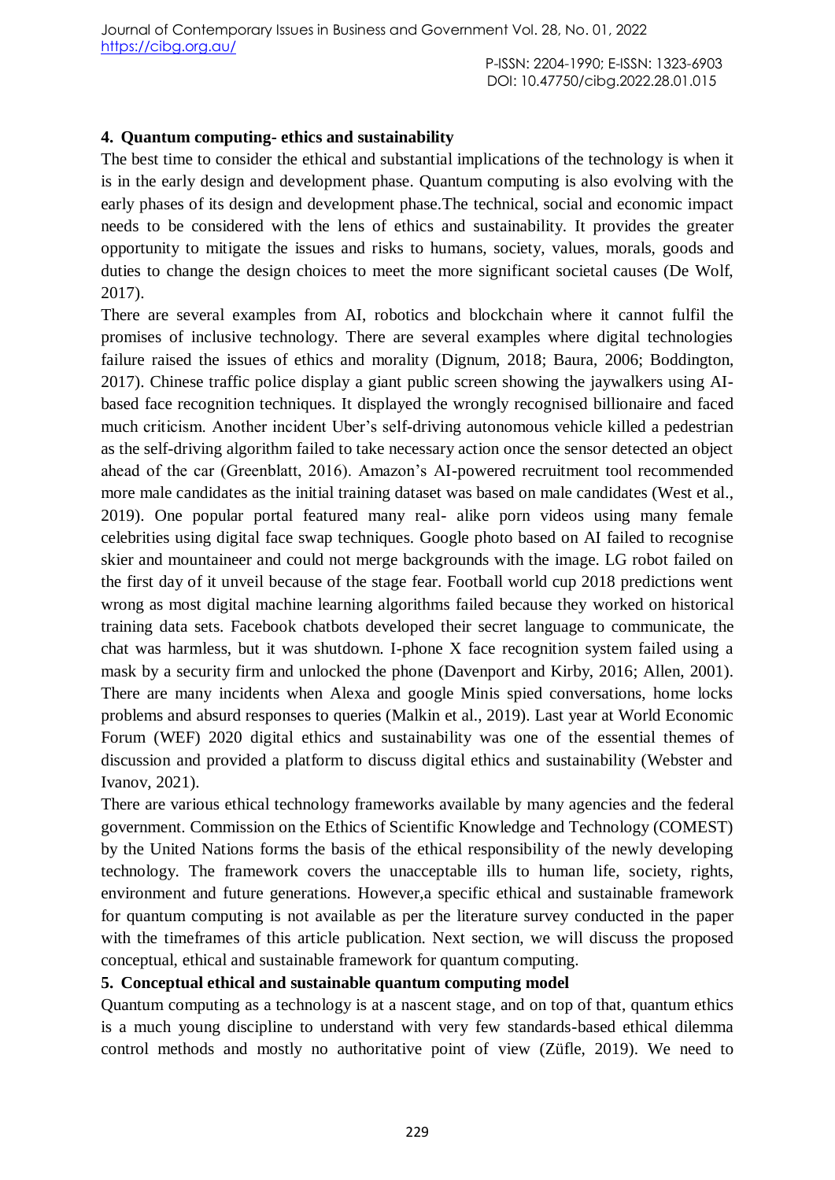## 4. Quantum computing- ethics and sustainability

The best time to consider the ethical and substantial implications of the technology is when it is in the early design and development phase. Quantum computing is also evolving with the early phases of its design and development phase.The technical, social and economic impact needs to be considered with the lens of ethics and sustainability. It provides the greater opportunity to mitigate the issues and risks to humans, society, values, morals, goods and duties to change the design choices to meet the more significant societal causes (De Wolf, 2017).

There are several examples from AI, robotics and blockchain where it cannot fulfil the promises of inclusive technology. There are several examples where digital technologies failure raised the issues of ethics and morality (Dignum, 2018; Baura, 2006; Boddington, 2017). Chinese traffic police display a giant public screen showing the jaywalkers using AI-based face recognition techniques. It displayed the wrongly recognised billionaire and faced much criticism. Another incident Uber's self-driving autonomous vehicle killed a pedestrian as the self-driving algorithm failed to take necessary action once the sensor detected an object ahead of the car (Greenblatt, 2016). Amazon's AI-powered recruitment tool recommended more male candidates as the initial training dataset was based on male candidates (West et al., 2019). One popular portal featured many real- alike porn videos using many female celebrities using digital face swap techniques. Google photo based on AI failed to recognise skier and mountaineer and could not merge backgrounds with the image. LG robot failed on the first day of it unveil because of the stage fear. Football world cup 2018 predictions went wrong as most digital machine learning algorithms failed because they worked on historical training data sets. Facebook chatbots developed their secret language to communicate, the chat was harmless, but it was shutdown. I-phone X face recognition system failed using a mask by a security firm and unlocked the phone (Davenport and Kirby, 2016; Allen, 2001). There are many incidents when Alexa and google Minis spied conversations, home locks problems and absurd responses to queries (Malkin et al., 2019). Last year at World Economic Forum (WEF) 2020 digital ethics and sustainability was one of the essential themes of discussion and provided a platform to discuss digital ethics and sustainability (Webster and Ivanov, 2021).

There are various ethical technology frameworks available by many agencies and the federal government. Commission on the Ethics of Scientific Knowledge and Technology (COMEST) by the United Nations forms the basis of the ethical responsibility of the newly developing technology. The framework covers the unacceptable ills to human life, society, rights, environment and future generations. However,a specific ethical and sustainable framework for quantum computing is not available as per the literature survey conducted in the paper with the timeframes of this article publication. Next section, we will discuss the proposed conceptual, ethical and sustainable framework for quantum computing.

## 5. Conceptual ethical and sustainable quantum computing model

Quantum computing as a technology is at a nascent stage, and on top of that, quantum ethics is a much young discipline to understand with very few standards-based ethical dilemma control methods and mostly no authoritative point of view (Züfle, 2019). We need to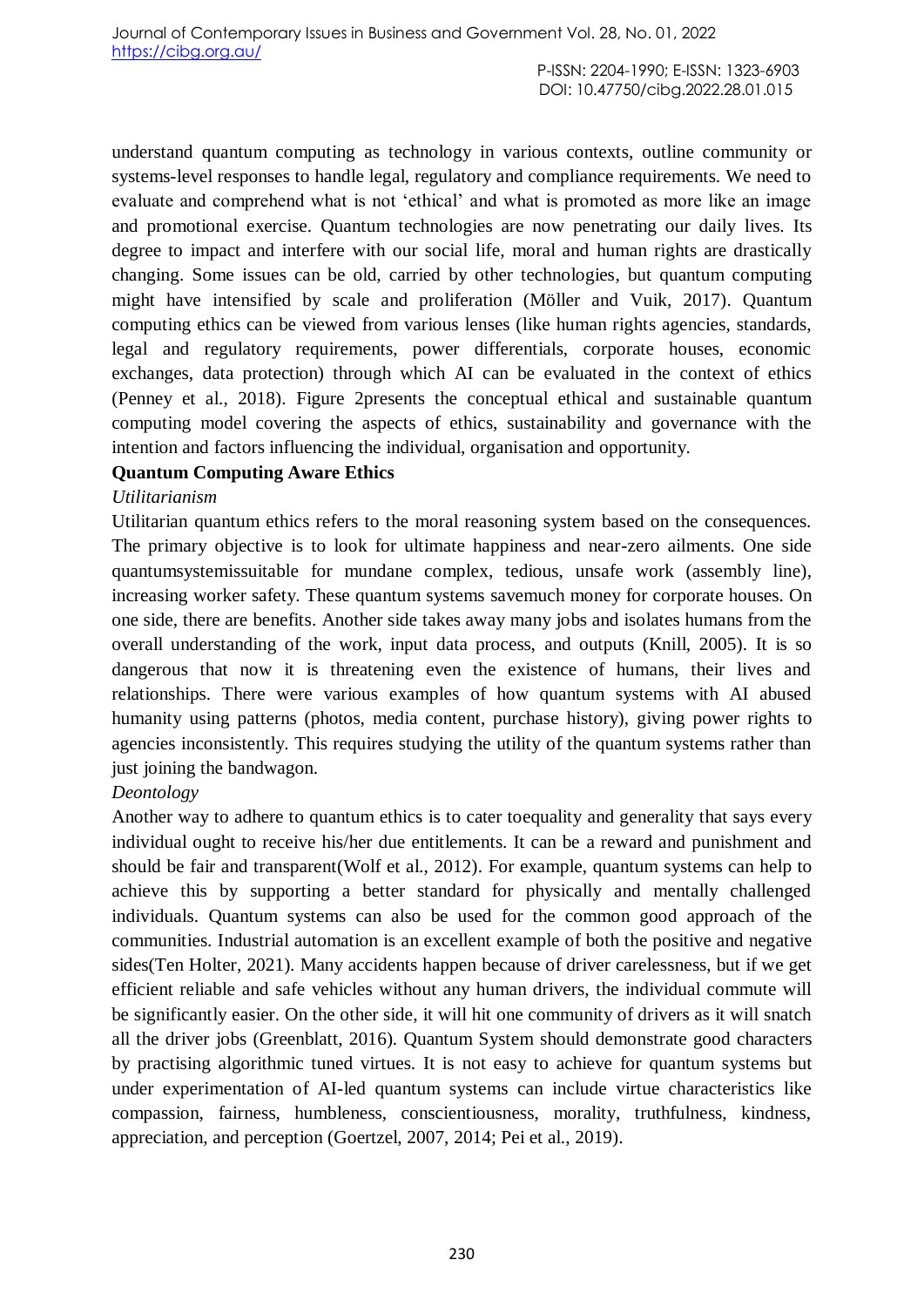understand quantum computing as technology in various contexts, outline community or systems-level responses to handle legal, regulatory and compliance requirements. We need to evaluate and comprehend what is not 'ethical' and what is promoted as more like an image and promotional exercise. Quantum technologies are now penetrating our daily lives. Its degree to impact and interfere with our social life, moral and human rights are drastically changing. Some issues can be old, carried by other technologies, but quantum computing might have intensified by scale and proliferation (Möller and Vuik, 2017). Quantum computing ethics can be viewed from various lenses (like human rights agencies, standards, legal and regulatory requirements, power differentials, corporate houses, economic exchanges, data protection) through which AI can be evaluated in the context of ethics (Penney et al., 2018). Figure 2presents the conceptual ethical and sustainable quantum computing model covering the aspects of ethics, sustainability and governance with the intention and factors influencing the individual, organisation and opportunity.

**Quantum Computing Aware Ethics**

*Utilitarianism*

Utilitarian quantum ethics refers to the moral reasoning system based on the consequences. The primary objective is to look for ultimate happiness and near-zero ailments. One side quantumsystemissuitable for mundane complex, tedious, unsafe work (assembly line), increasing worker safety. These quantum systems savemuch money for corporate houses. On one side, there are benefits. Another side takes away many jobs and isolates humans from the overall understanding of the work, input data process, and outputs (Knill, 2005). It is so dangerous that now it is threatening even the existence of humans, their lives and relationships. There were various examples of how quantum systems with AI abused humanity using patterns (photos, media content, purchase history), giving power rights to agencies inconsistently. This requires studying the utility of the quantum systems rather than just joining the bandwagon.

*Deontology*

Another way to adhere to quantum ethics is to cater toequality and generality that says every individual ought to receive his/her due entitlements. It can be a reward and punishment and should be fair and transparent(Wolf et al., 2012). For example, quantum systems can help to achieve this by supporting a better standard for physically and mentally challenged individuals. Quantum systems can also be used for the common good approach of the communities. Industrial automation is an excellent example of both the positive and negative sides(Ten Holter, 2021). Many accidents happen because of driver carelessness, but if we get efficient reliable and safe vehicles without any human drivers, the individual commute will be significantly easier. On the other side, it will hit one community of drivers as it will snatch all the driver jobs (Greenblatt, 2016). Quantum System should demonstrate good characters by practising algorithmic tuned virtues. It is not easy to achieve for quantum systems but under experimentation of AI-led quantum systems can include virtue characteristics like compassion, fairness, humbleness, conscientiousness, morality, truthfulness, kindness, appreciation, and perception (Goertzel, 2007, 2014; Pei et al., 2019).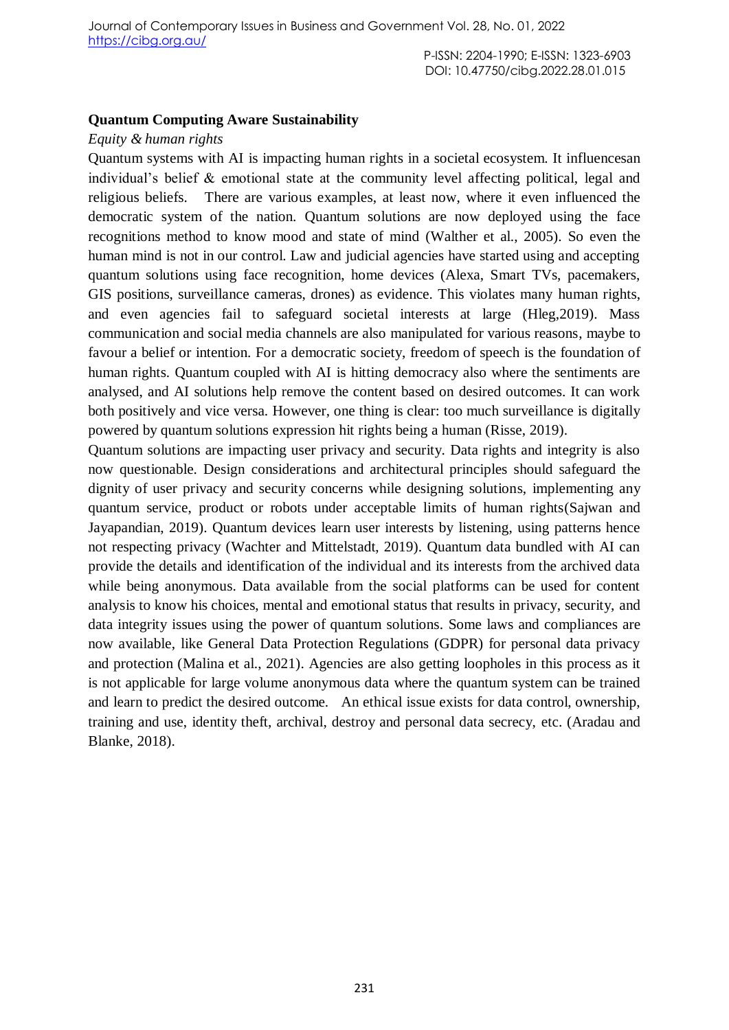**Quantum Computing Aware Sustainability**

*Equity & human rights*

Quantum systems with AI is impacting human rights in a societal ecosystem. It influencesan individual's belief & emotional state at the community level affecting political, legal and religious beliefs. There are various examples, at least now, where it even influenced the democratic system of the nation. Quantum solutions are now deployed using the face recognitions method to know mood and state of mind (Walther et al., 2005). So even the human mind is not in our control. Law and judicial agencies have started using and accepting quantum solutions using face recognition, home devices (Alexa, Smart TVs, pacemakers, GIS positions, surveillance cameras, drones) as evidence. This violates many human rights, and even agencies fail to safeguard societal interests at large (Hleg,2019). Mass communication and social media channels are also manipulated for various reasons, maybe to favour a belief or intention. For a democratic society, freedom of speech is the foundation of human rights. Quantum coupled with AI is hitting democracy also where the sentiments are analysed, and AI solutions help remove the content based on desired outcomes. It can work both positively and vice versa. However, one thing is clear: too much surveillance is digitally powered by quantum solutions expression hit rights being a human (Risse, 2019).

Quantum solutions are impacting user privacy and security. Data rights and integrity is also now questionable. Design considerations and architectural principles should safeguard the dignity of user privacy and security concerns while designing solutions, implementing any quantum service, product or robots under acceptable limits of human rights(Sajwan and Jayapandian, 2019). Quantum devices learn user interests by listening, using patterns hence not respecting privacy (Wachter and Mittelstadt, 2019). Quantum data bundled with AI can provide the details and identification of the individual and its interests from the archived data while being anonymous. Data available from the social platforms can be used for content analysis to know his choices, mental and emotional status that results in privacy, security, and data integrity issues using the power of quantum solutions. Some laws and compliances are now available, like General Data Protection Regulations (GDPR) for personal data privacy and protection (Malina et al., 2021). Agencies are also getting loopholes in this process as it is not applicable for large volume anonymous data where the quantum system can be trained and learn to predict the desired outcome. An ethical issue exists for data control, ownership, training and use, identity theft, archival, destroy and personal data secrecy, etc. (Aradau and Blanke, 2018).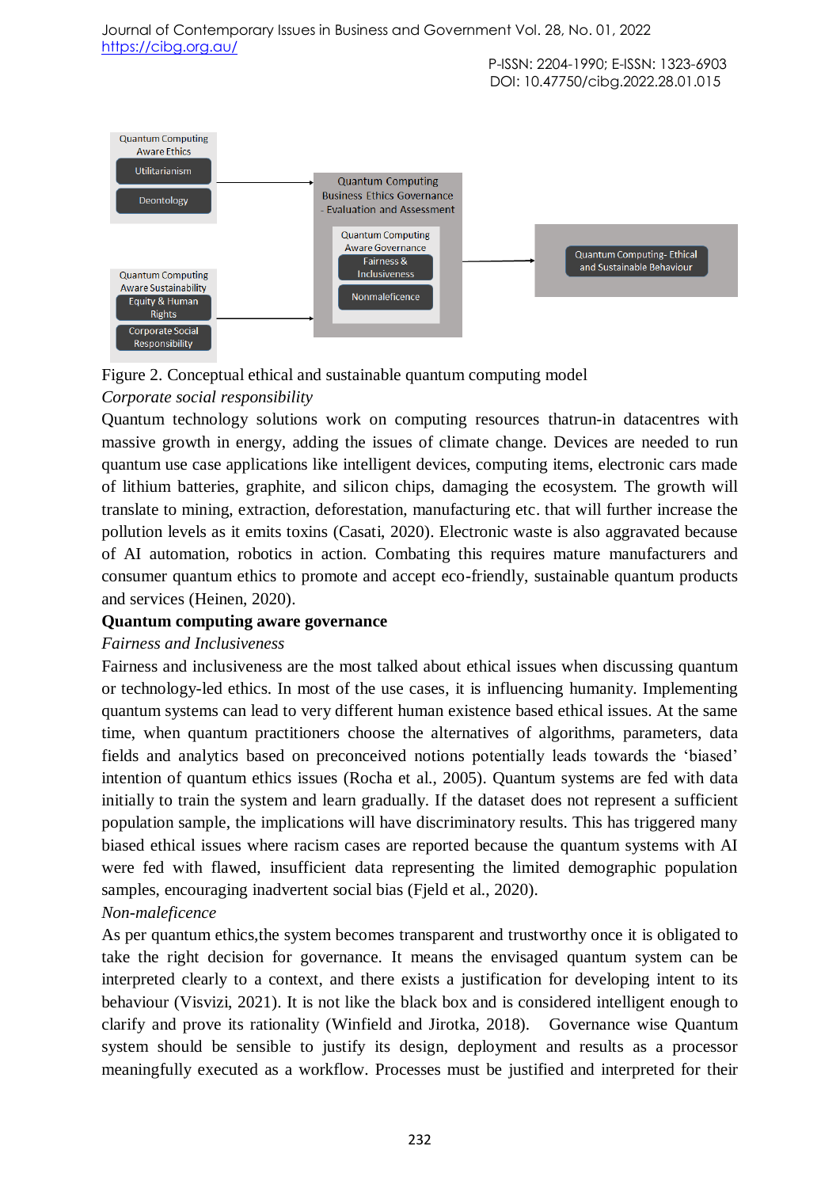Quantum Computing Aware Ethics

Utilitarianism

Deontology

Quantum Computing Aware Sustainability

Equity & Human Rights

Corporate Social Responsibility

Quantum Computing Business Ethics Governance - Evaluation and Assessment

Quantum Computing Aware Governance

Fairness & Inclusiveness

Nonmaleficence

Quantum Computing- Ethical and Sustainable Behaviour

Figure 2. Conceptual ethical and sustainable quantum computing model

*Corporate social responsibility*

Quantum technology solutions work on computing resources thatrun-in datacentres with massive growth in energy, adding the issues of climate change. Devices are needed to run quantum use case applications like intelligent devices, computing items, electronic cars made of lithium batteries, graphite, and silicon chips, damaging the ecosystem. The growth will translate to mining, extraction, deforestation, manufacturing etc. that will further increase the pollution levels as it emits toxins (Casati, 2020). Electronic waste is also aggravated because of AI automation, robotics in action. Combating this requires mature manufacturers and consumer quantum ethics to promote and accept eco-friendly, sustainable quantum products and services (Heinen, 2020).

**Quantum computing aware governance**

*Fairness and Inclusiveness*

Fairness and inclusiveness are the most talked about ethical issues when discussing quantum or technology-led ethics. In most of the use cases, it is influencing humanity. Implementing quantum systems can lead to very different human existence based ethical issues. At the same time, when quantum practitioners choose the alternatives of algorithms, parameters, data fields and analytics based on preconceived notions potentially leads towards the 'biased' intention of quantum ethics issues (Rocha et al., 2005). Quantum systems are fed with data initially to train the system and learn gradually. If the dataset does not represent a sufficient population sample, the implications will have discriminatory results. This has triggered many biased ethical issues where racism cases are reported because the quantum systems with AI were fed with flawed, insufficient data representing the limited demographic population samples, encouraging inadvertent social bias (Fjeld et al., 2020).

*Non-maleficence*

As per quantum ethics,the system becomes transparent and trustworthy once it is obligated to take the right decision for governance. It means the envisaged quantum system can be interpreted clearly to a context, and there exists a justification for developing intent to its behaviour (Visvizi, 2021). It is not like the black box and is considered intelligent enough to clarify and prove its rationality (Winfield and Jirotka, 2018). Governance wise Quantum system should be sensible to justify its design, deployment and results as a processor meaningfully executed as a workflow. Processes must be justified and interpreted for their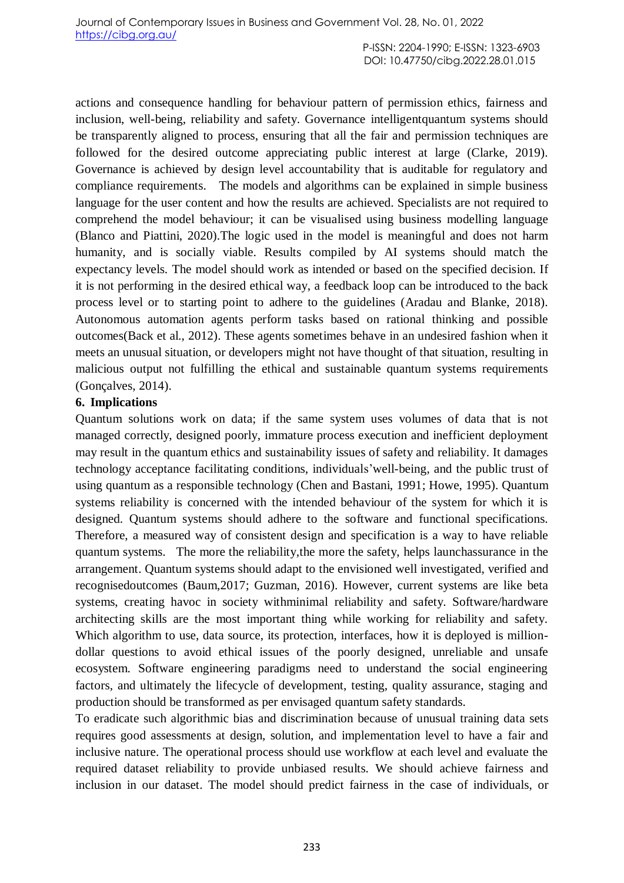actions and consequence handling for behaviour pattern of permission ethics, fairness and inclusion, well-being, reliability and safety. Governance intelligentquantum systems should be transparently aligned to process, ensuring that all the fair and permission techniques are followed for the desired outcome appreciating public interest at large (Clarke, 2019). Governance is achieved by design level accountability that is auditable for regulatory and compliance requirements. The models and algorithms can be explained in simple business language for the user content and how the results are achieved. Specialists are not required to comprehend the model behaviour; it can be visualised using business modelling language (Blanco and Piattini, 2020).The logic used in the model is meaningful and does not harm humanity, and is socially viable. Results compiled by AI systems should match the expectancy levels. The model should work as intended or based on the specified decision. If it is not performing in the desired ethical way, a feedback loop can be introduced to the back process level or to starting point to adhere to the guidelines (Aradau and Blanke, 2018). Autonomous automation agents perform tasks based on rational thinking and possible outcomes(Back et al., 2012). These agents sometimes behave in an undesired fashion when it meets an unusual situation, or developers might not have thought of that situation, resulting in malicious output not fulfilling the ethical and sustainable quantum systems requirements (Gonçalves, 2014).

## 6. Implications

Quantum solutions work on data; if the same system uses volumes of data that is not managed correctly, designed poorly, immature process execution and inefficient deployment may result in the quantum ethics and sustainability issues of safety and reliability. It damages technology acceptance facilitating conditions, individuals'well-being, and the public trust of using quantum as a responsible technology (Chen and Bastani, 1991; Howe, 1995). Quantum systems reliability is concerned with the intended behaviour of the system for which it is designed. Quantum systems should adhere to the software and functional specifications. Therefore, a measured way of consistent design and specification is a way to have reliable quantum systems. The more the reliability,the more the safety, helps launchassurance in the arrangement. Quantum systems should adapt to the envisioned well investigated, verified and recognisedoutcomes (Baum,2017; Guzman, 2016). However, current systems are like beta systems, creating havoc in society withminimal reliability and safety. Software/hardware architecting skills are the most important thing while working for reliability and safety. Which algorithm to use, data source, its protection, interfaces, how it is deployed is million-dollar questions to avoid ethical issues of the poorly designed, unreliable and unsafe ecosystem. Software engineering paradigms need to understand the social engineering factors, and ultimately the lifecycle of development, testing, quality assurance, staging and production should be transformed as per envisaged quantum safety standards.

To eradicate such algorithmic bias and discrimination because of unusual training data sets requires good assessments at design, solution, and implementation level to have a fair and inclusive nature. The operational process should use workflow at each level and evaluate the required dataset reliability to provide unbiased results. We should achieve fairness and inclusion in our dataset. The model should predict fairness in the case of individuals, or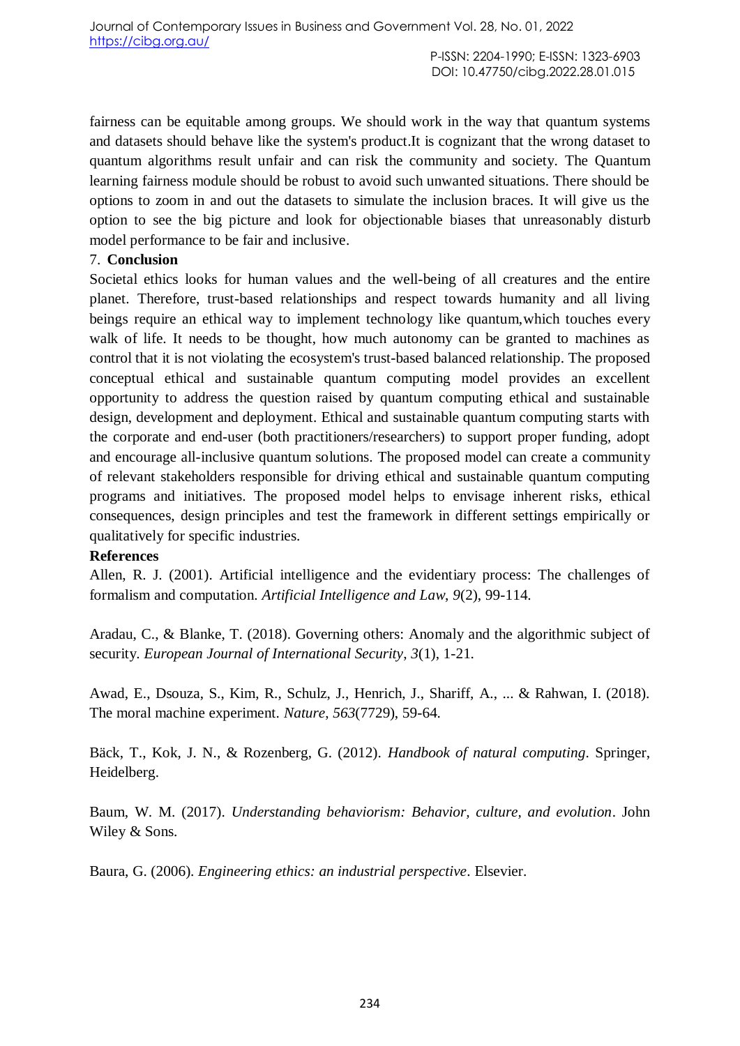fairness can be equitable among groups. We should work in the way that quantum systems and datasets should behave like the system's product.It is cognizant that the wrong dataset to quantum algorithms result unfair and can risk the community and society. The Quantum learning fairness module should be robust to avoid such unwanted situations. There should be options to zoom in and out the datasets to simulate the inclusion braces. It will give us the option to see the big picture and look for objectionable biases that unreasonably disturb model performance to be fair and inclusive.

## 7. Conclusion

Societal ethics looks for human values and the well-being of all creatures and the entire planet. Therefore, trust-based relationships and respect towards humanity and all living beings require an ethical way to implement technology like quantum,which touches every walk of life. It needs to be thought, how much autonomy can be granted to machines as control that it is not violating the ecosystem's trust-based balanced relationship. The proposed conceptual ethical and sustainable quantum computing model provides an excellent opportunity to address the question raised by quantum computing ethical and sustainable design, development and deployment. Ethical and sustainable quantum computing starts with the corporate and end-user (both practitioners/researchers) to support proper funding, adopt and encourage all-inclusive quantum solutions. The proposed model can create a community of relevant stakeholders responsible for driving ethical and sustainable quantum computing programs and initiatives. The proposed model helps to envisage inherent risks, ethical consequences, design principles and test the framework in different settings empirically or qualitatively for specific industries.

## References

Allen, R. J. (2001). Artificial intelligence and the evidentiary process: The challenges of formalism and computation. *Artificial Intelligence and Law*, *9*(2), 99-114.

Aradau, C., & Blanke, T. (2018). Governing others: Anomaly and the algorithmic subject of security. *European Journal of International Security*, *3*(1), 1-21.

Awad, E., Dsouza, S., Kim, R., Schulz, J., Henrich, J., Shariff, A., ... & Rahwan, I. (2018). The moral machine experiment. *Nature*, *563*(7729), 59-64.

Bäck, T., Kok, J. N., & Rozenberg, G. (2012). *Handbook of natural computing*. Springer, Heidelberg.

Baum, W. M. (2017). *Understanding behaviorism: Behavior, culture, and evolution*. John Wiley & Sons.

Baura, G. (2006). *Engineering ethics: an industrial perspective*. Elsevier.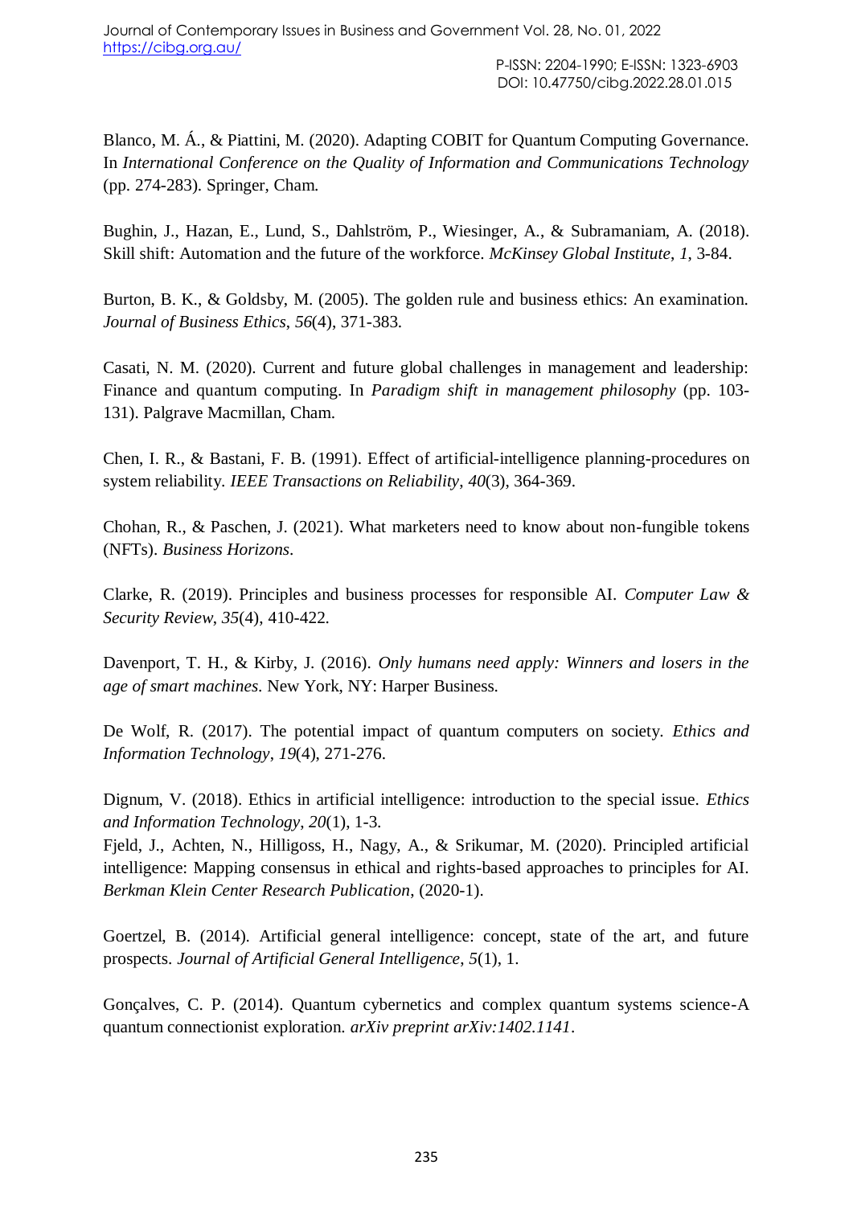Blanco, M. Á., & Piattini, M. (2020). Adapting COBIT for Quantum Computing Governance. In *International Conference on the Quality of Information and Communications Technology* (pp. 274-283). Springer, Cham.

Bughin, J., Hazan, E., Lund, S., Dahlström, P., Wiesinger, A., & Subramaniam, A. (2018). Skill shift: Automation and the future of the workforce. *McKinsey Global Institute*, *1*, 3-84.

Burton, B. K., & Goldsby, M. (2005). The golden rule and business ethics: An examination. *Journal of Business Ethics*, *56*(4), 371-383.

Casati, N. M. (2020). Current and future global challenges in management and leadership: Finance and quantum computing. In *Paradigm shift in management philosophy* (pp. 103-131). Palgrave Macmillan, Cham.

Chen, I. R., & Bastani, F. B. (1991). Effect of artificial-intelligence planning-procedures on system reliability. *IEEE Transactions on Reliability*, *40*(3), 364-369.

Chohan, R., & Paschen, J. (2021). What marketers need to know about non-fungible tokens (NFTs). *Business Horizons*.

Clarke, R. (2019). Principles and business processes for responsible AI. *Computer Law & Security Review*, *35*(4), 410-422.

Davenport, T. H., & Kirby, J. (2016). *Only humans need apply: Winners and losers in the age of smart machines*. New York, NY: Harper Business.

De Wolf, R. (2017). The potential impact of quantum computers on society. *Ethics and Information Technology*, *19*(4), 271-276.

Dignum, V. (2018). Ethics in artificial intelligence: introduction to the special issue. *Ethics and Information Technology*, *20*(1), 1-3.

Fjeld, J., Achten, N., Hilligoss, H., Nagy, A., & Srikumar, M. (2020). Principled artificial intelligence: Mapping consensus in ethical and rights-based approaches to principles for AI. *Berkman Klein Center Research Publication*, (2020-1).

Goertzel, B. (2014). Artificial general intelligence: concept, state of the art, and future prospects. *Journal of Artificial General Intelligence*, *5*(1), 1.

Gonçalves, C. P. (2014). Quantum cybernetics and complex quantum systems science-A quantum connectionist exploration. *arXiv preprint arXiv:1402.1141*.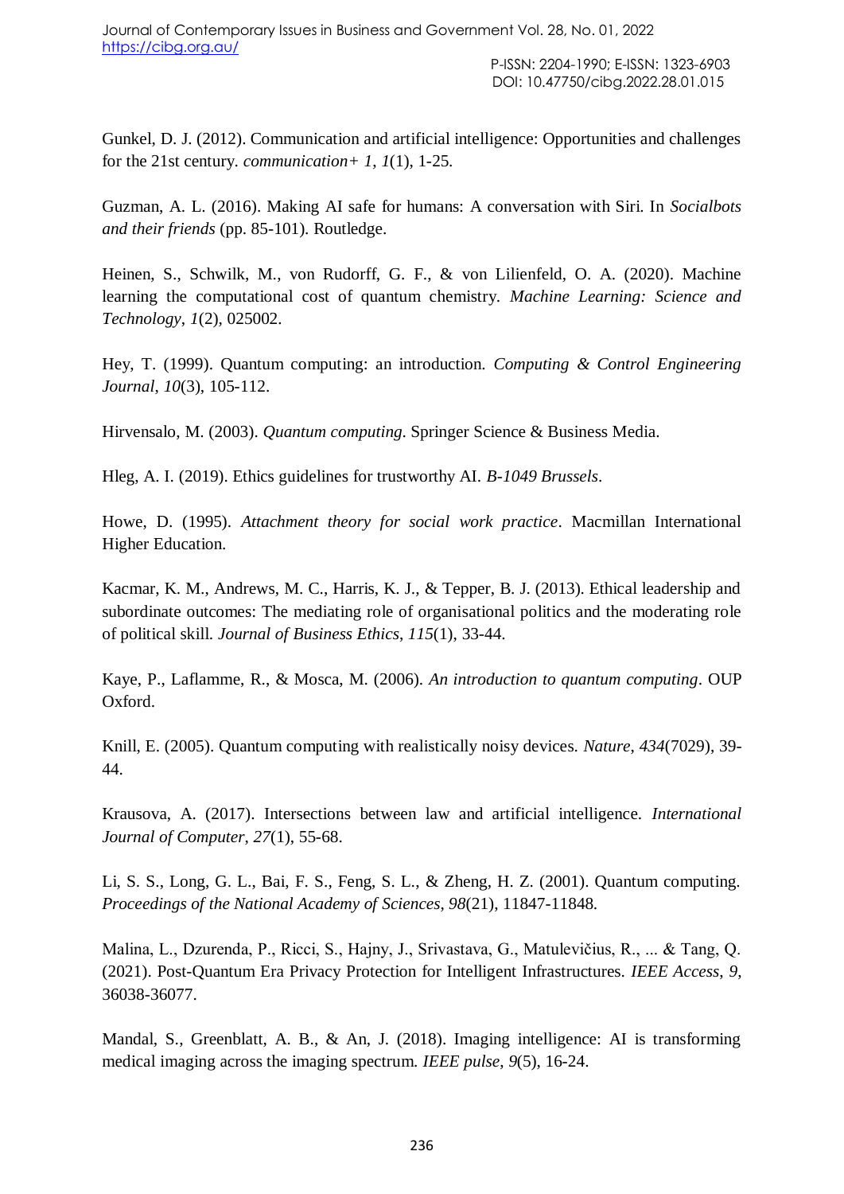Gunkel, D. J. (2012). Communication and artificial intelligence: Opportunities and challenges for the 21st century. *communication+ 1*, *1*(1), 1-25.

Guzman, A. L. (2016). Making AI safe for humans: A conversation with Siri. In *Socialbots and their friends* (pp. 85-101). Routledge.

Heinen, S., Schwilk, M., von Rudorff, G. F., & von Lilienfeld, O. A. (2020). Machine learning the computational cost of quantum chemistry. *Machine Learning: Science and Technology*, *1*(2), 025002.

Hey, T. (1999). Quantum computing: an introduction. *Computing & Control Engineering Journal*, *10*(3), 105-112.

Hirvensalo, M. (2003). *Quantum computing*. Springer Science & Business Media.

Hleg, A. I. (2019). Ethics guidelines for trustworthy AI. *B-1049 Brussels*.

Howe, D. (1995). *Attachment theory for social work practice*. Macmillan International Higher Education.

Kacmar, K. M., Andrews, M. C., Harris, K. J., & Tepper, B. J. (2013). Ethical leadership and subordinate outcomes: The mediating role of organisational politics and the moderating role of political skill. *Journal of Business Ethics*, *115*(1), 33-44.

Kaye, P., Laflamme, R., & Mosca, M. (2006). *An introduction to quantum computing*. OUP Oxford.

Knill, E. (2005). Quantum computing with realistically noisy devices. *Nature*, *434*(7029), 39-44.

Krausova, A. (2017). Intersections between law and artificial intelligence. *International Journal of Computer*, *27*(1), 55-68.

Li, S. S., Long, G. L., Bai, F. S., Feng, S. L., & Zheng, H. Z. (2001). Quantum computing. *Proceedings of the National Academy of Sciences*, *98*(21), 11847-11848.

Malina, L., Dzurenda, P., Ricci, S., Hajny, J., Srivastava, G., Matulevičius, R., ... & Tang, Q. (2021). Post-Quantum Era Privacy Protection for Intelligent Infrastructures. *IEEE Access*, *9*, 36038-36077.

Mandal, S., Greenblatt, A. B., & An, J. (2018). Imaging intelligence: AI is transforming medical imaging across the imaging spectrum. *IEEE pulse*, *9*(5), 16-24.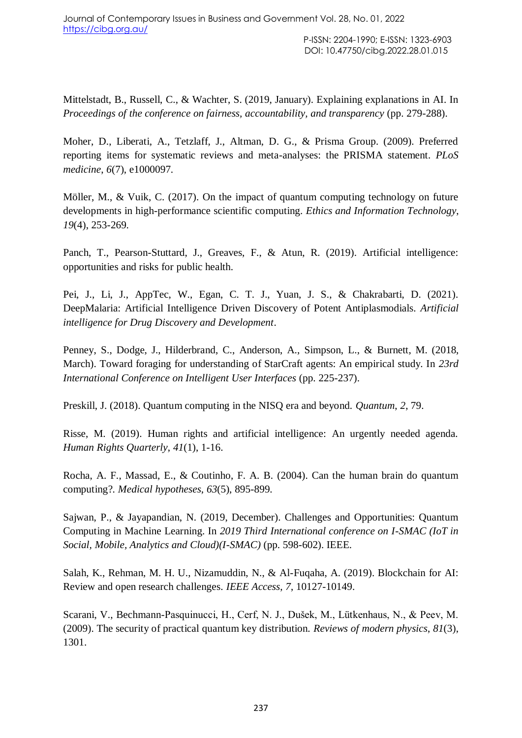Mittelstadt, B., Russell, C., & Wachter, S. (2019, January). Explaining explanations in AI. In *Proceedings of the conference on fairness, accountability, and transparency* (pp. 279-288).

Moher, D., Liberati, A., Tetzlaff, J., Altman, D. G., & Prisma Group. (2009). Preferred reporting items for systematic reviews and meta-analyses: the PRISMA statement. *PLoS medicine*, *6*(7), e1000097.

Möller, M., & Vuik, C. (2017). On the impact of quantum computing technology on future developments in high-performance scientific computing. *Ethics and Information Technology*, *19*(4), 253-269.

Panch, T., Pearson-Stuttard, J., Greaves, F., & Atun, R. (2019). Artificial intelligence: opportunities and risks for public health.

Pei, J., Li, J., AppTec, W., Egan, C. T. J., Yuan, J. S., & Chakrabarti, D. (2021). DeepMalaria: Artificial Intelligence Driven Discovery of Potent Antiplasmodials. *Artificial intelligence for Drug Discovery and Development*.

Penney, S., Dodge, J., Hilderbrand, C., Anderson, A., Simpson, L., & Burnett, M. (2018, March). Toward foraging for understanding of StarCraft agents: An empirical study. In *23rd International Conference on Intelligent User Interfaces* (pp. 225-237).

Preskill, J. (2018). Quantum computing in the NISQ era and beyond. *Quantum*, *2*, 79.

Risse, M. (2019). Human rights and artificial intelligence: An urgently needed agenda. *Human Rights Quarterly*, *41*(1), 1-16.

Rocha, A. F., Massad, E., & Coutinho, F. A. B. (2004). Can the human brain do quantum computing?. *Medical hypotheses*, *63*(5), 895-899.

Sajwan, P., & Jayapandian, N. (2019, December). Challenges and Opportunities: Quantum Computing in Machine Learning. In *2019 Third International conference on I-SMAC (IoT in Social, Mobile, Analytics and Cloud)(I-SMAC)* (pp. 598-602). IEEE.

Salah, K., Rehman, M. H. U., Nizamuddin, N., & Al-Fuqaha, A. (2019). Blockchain for AI: Review and open research challenges. *IEEE Access*, *7*, 10127-10149.

Scarani, V., Bechmann-Pasquinucci, H., Cerf, N. J., Dušek, M., Lütkenhaus, N., & Peev, M. (2009). The security of practical quantum key distribution. *Reviews of modern physics*, *81*(3), 1301.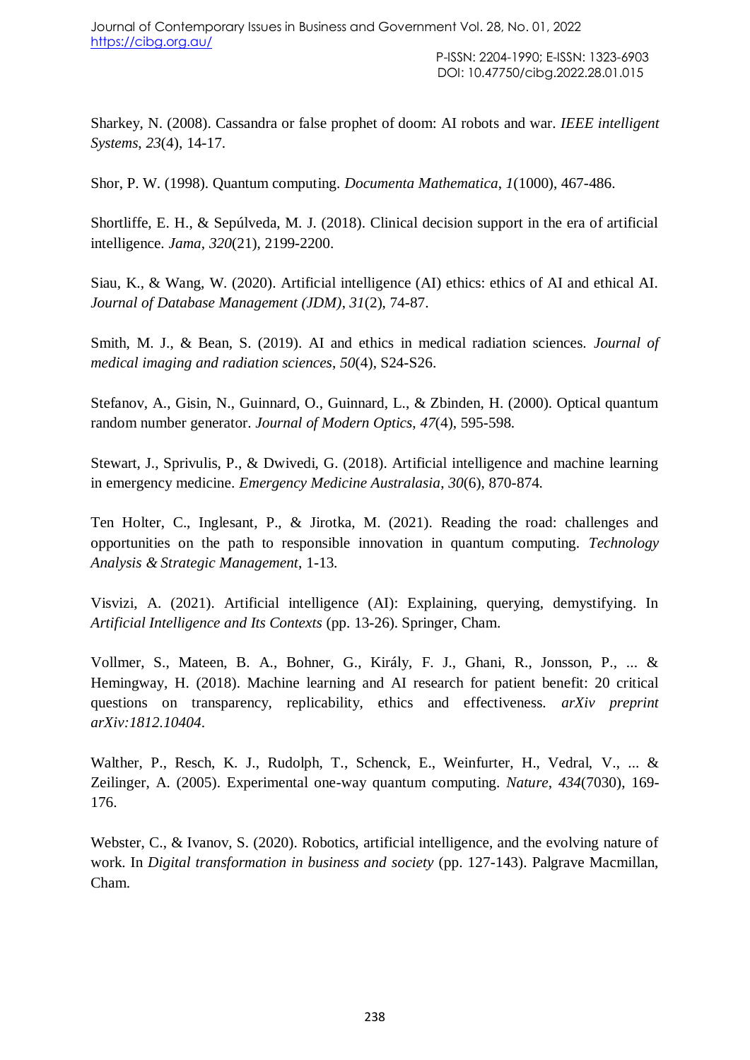Sharkey, N. (2008). Cassandra or false prophet of doom: AI robots and war. *IEEE intelligent Systems*, *23*(4), 14-17.

Shor, P. W. (1998). Quantum computing. *Documenta Mathematica*, *1*(1000), 467-486.

Shortliffe, E. H., & Sepúlveda, M. J. (2018). Clinical decision support in the era of artificial intelligence. *Jama*, *320*(21), 2199-2200.

Siau, K., & Wang, W. (2020). Artificial intelligence (AI) ethics: ethics of AI and ethical AI. *Journal of Database Management (JDM)*, *31*(2), 74-87.

Smith, M. J., & Bean, S. (2019). AI and ethics in medical radiation sciences. *Journal of medical imaging and radiation sciences*, *50*(4), S24-S26.

Stefanov, A., Gisin, N., Guinnard, O., Guinnard, L., & Zbinden, H. (2000). Optical quantum random number generator. *Journal of Modern Optics*, *47*(4), 595-598.

Stewart, J., Sprivulis, P., & Dwivedi, G. (2018). Artificial intelligence and machine learning in emergency medicine. *Emergency Medicine Australasia*, *30*(6), 870-874.

Ten Holter, C., Inglesant, P., & Jirotka, M. (2021). Reading the road: challenges and opportunities on the path to responsible innovation in quantum computing. *Technology Analysis & Strategic Management*, 1-13.

Visvizi, A. (2021). Artificial intelligence (AI): Explaining, querying, demystifying. In *Artificial Intelligence and Its Contexts* (pp. 13-26). Springer, Cham.

Vollmer, S., Mateen, B. A., Bohner, G., Király, F. J., Ghani, R., Jonsson, P., ... & Hemingway, H. (2018). Machine learning and AI research for patient benefit: 20 critical questions on transparency, replicability, ethics and effectiveness. *arXiv preprint arXiv:1812.10404*.

Walther, P., Resch, K. J., Rudolph, T., Schenck, E., Weinfurter, H., Vedral, V., ... & Zeilinger, A. (2005). Experimental one-way quantum computing. *Nature*, *434*(7030), 169-176.

Webster, C., & Ivanov, S. (2020). Robotics, artificial intelligence, and the evolving nature of work. In *Digital transformation in business and society* (pp. 127-143). Palgrave Macmillan, Cham.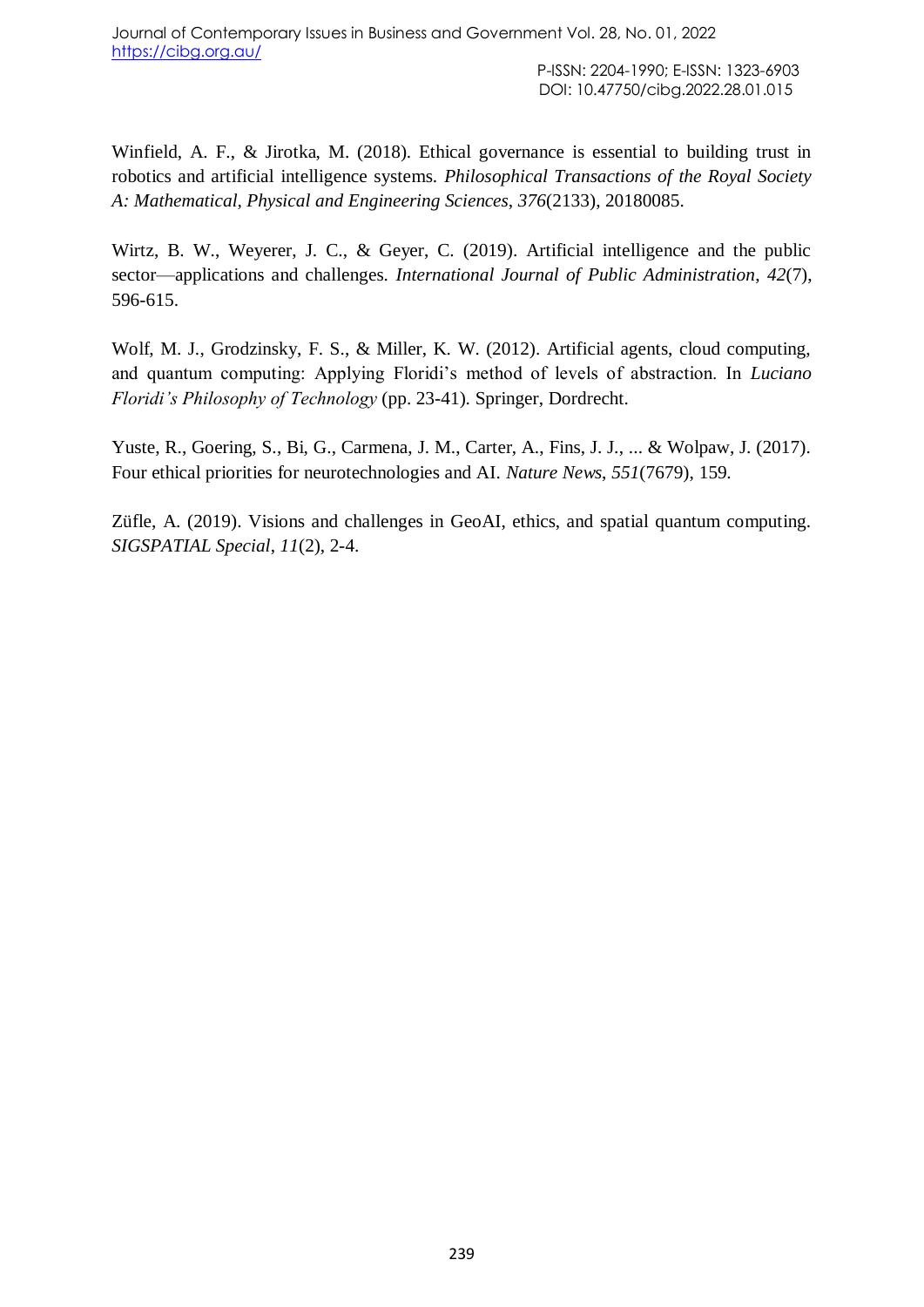Winfield, A. F., & Jirotka, M. (2018). Ethical governance is essential to building trust in robotics and artificial intelligence systems. *Philosophical Transactions of the Royal Society A: Mathematical, Physical and Engineering Sciences*, *376*(2133), 20180085.

Wirtz, B. W., Weyerer, J. C., & Geyer, C. (2019). Artificial intelligence and the public sector—applications and challenges. *International Journal of Public Administration*, *42*(7), 596-615.

Wolf, M. J., Grodzinsky, F. S., & Miller, K. W. (2012). Artificial agents, cloud computing, and quantum computing: Applying Floridi's method of levels of abstraction. In *Luciano Floridi's Philosophy of Technology* (pp. 23-41). Springer, Dordrecht.

Yuste, R., Goering, S., Bi, G., Carmena, J. M., Carter, A., Fins, J. J., ... & Wolpaw, J. (2017). Four ethical priorities for neurotechnologies and AI. *Nature News*, *551*(7679), 159.

Züfle, A. (2019). Visions and challenges in GeoAI, ethics, and spatial quantum computing. *SIGSPATIAL Special*, *11*(2), 2-4.